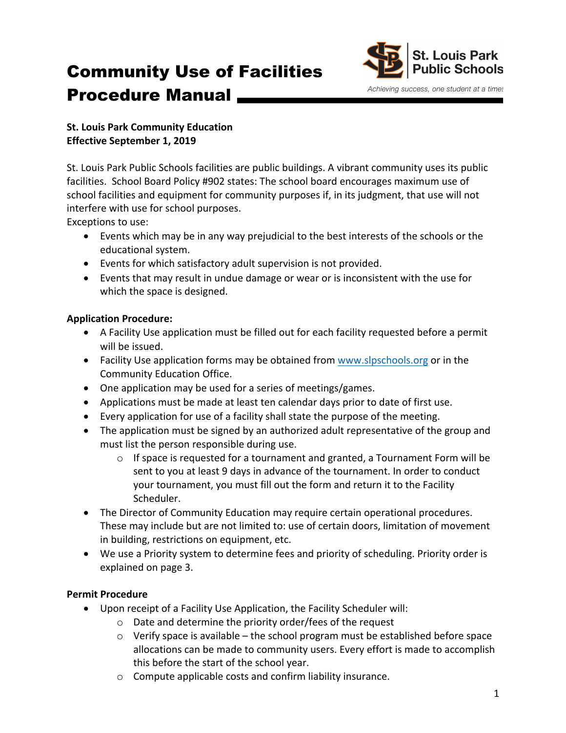# Community Use of Facilities Procedure Manual

St. Louis Park Public Schools

*Achieving success, one student at a time!*

**St. Louis Park Community Education**
**Effective September 1, 2019**

St. Louis Park Public Schools facilities are public buildings. A vibrant community uses its public facilities. School Board Policy #902 states: The school board encourages maximum use of school facilities and equipment for community purposes if, in its judgment, that use will not interfere with use for school purposes.

Exceptions to use:

- Events which may be in any way prejudicial to the best interests of the schools or the educational system.
- Events for which satisfactory adult supervision is not provided.
- Events that may result in undue damage or wear or is inconsistent with the use for which the space is designed.

**Application Procedure:**

- A Facility Use application must be filled out for each facility requested before a permit will be issued.
- Facility Use application forms may be obtained from [www.slpschools.org](http://www.slpschools.org) or in the Community Education Office.
- One application may be used for a series of meetings/games.
- Applications must be made at least ten calendar days prior to date of first use.
- Every application for use of a facility shall state the purpose of the meeting.
- The application must be signed by an authorized adult representative of the group and must list the person responsible during use.
    - If space is requested for a tournament and granted, a Tournament Form will be sent to you at least 9 days in advance of the tournament. In order to conduct your tournament, you must fill out the form and return it to the Facility Scheduler.
- The Director of Community Education may require certain operational procedures. These may include but are not limited to: use of certain doors, limitation of movement in building, restrictions on equipment, etc.
- We use a Priority system to determine fees and priority of scheduling. Priority order is explained on page 3.

**Permit Procedure**

- Upon receipt of a Facility Use Application, the Facility Scheduler will:
    - Date and determine the priority order/fees of the request
    - Verify space is available – the school program must be established before space allocations can be made to community users. Every effort is made to accomplish this before the start of the school year.
    - Compute applicable costs and confirm liability insurance.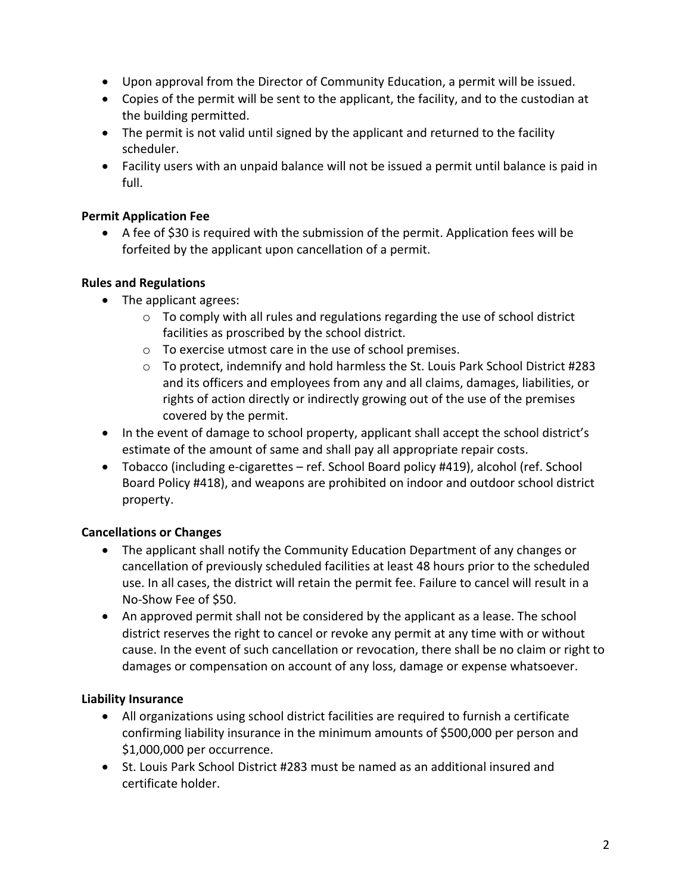- Upon approval from the Director of Community Education, a permit will be issued.
- Copies of the permit will be sent to the applicant, the facility, and to the custodian at the building permitted.
- The permit is not valid until signed by the applicant and returned to the facility scheduler.
- Facility users with an unpaid balance will not be issued a permit until balance is paid in full.

**Permit Application Fee**

- A fee of $30 is required with the submission of the permit. Application fees will be forfeited by the applicant upon cancellation of a permit.

**Rules and Regulations**

- The applicant agrees:
  - To comply with all rules and regulations regarding the use of school district facilities as proscribed by the school district.
  - To exercise utmost care in the use of school premises.
  - To protect, indemnify and hold harmless the St. Louis Park School District #283 and its officers and employees from any and all claims, damages, liabilities, or rights of action directly or indirectly growing out of the use of the premises covered by the permit.
- In the event of damage to school property, applicant shall accept the school district's estimate of the amount of same and shall pay all appropriate repair costs.
- Tobacco (including e-cigarettes – ref. School Board policy #419), alcohol (ref. School Board Policy #418), and weapons are prohibited on indoor and outdoor school district property.

**Cancellations or Changes**

- The applicant shall notify the Community Education Department of any changes or cancellation of previously scheduled facilities at least 48 hours prior to the scheduled use. In all cases, the district will retain the permit fee. Failure to cancel will result in a No-Show Fee of $50.
- An approved permit shall not be considered by the applicant as a lease. The school district reserves the right to cancel or revoke any permit at any time with or without cause. In the event of such cancellation or revocation, there shall be no claim or right to damages or compensation on account of any loss, damage or expense whatsoever.

**Liability Insurance**

- All organizations using school district facilities are required to furnish a certificate confirming liability insurance in the minimum amounts of $500,000 per person and $1,000,000 per occurrence.
- St. Louis Park School District #283 must be named as an additional insured and certificate holder.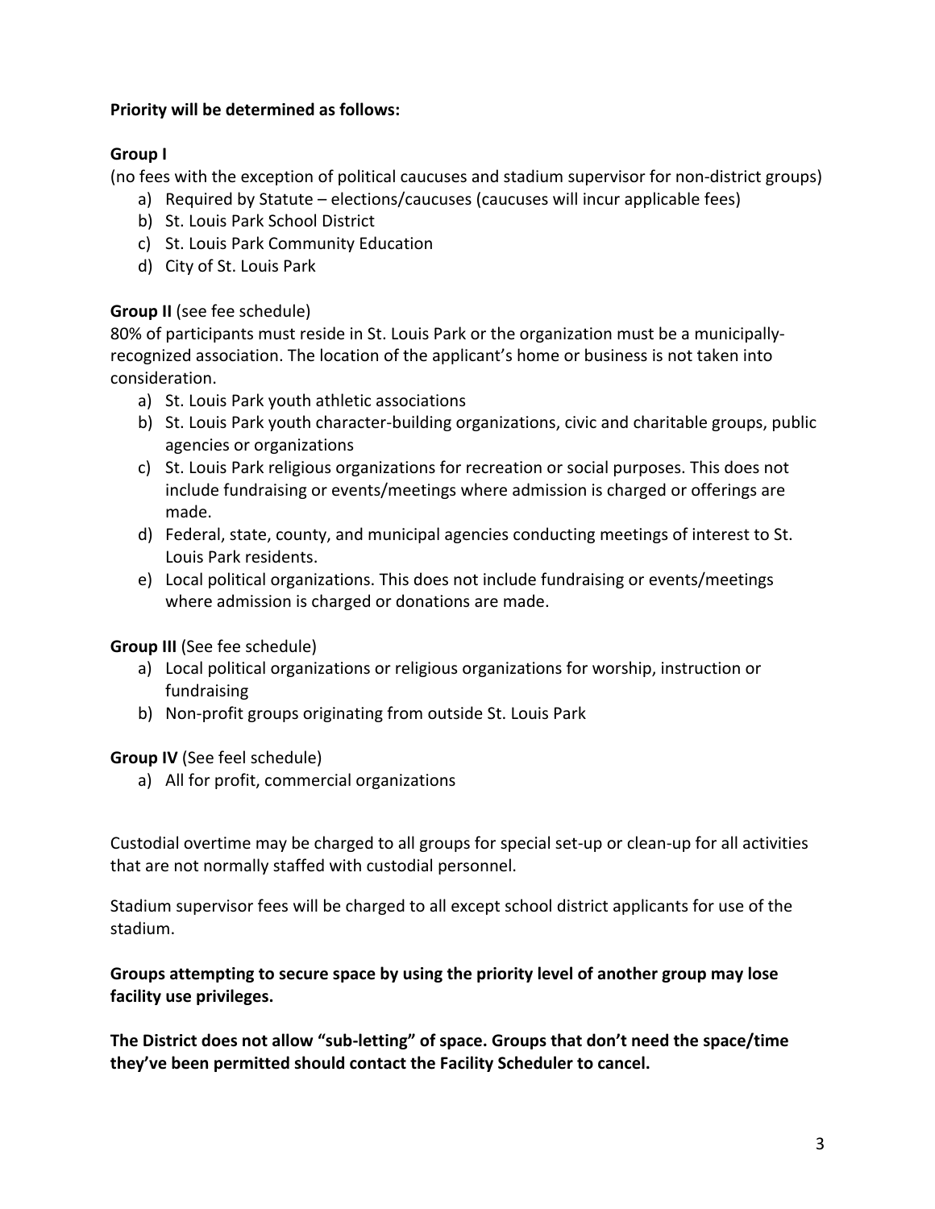**Priority will be determined as follows:**

**Group I**

(no fees with the exception of political caucuses and stadium supervisor for non-district groups)

a) Required by Statute – elections/caucuses (caucuses will incur applicable fees)
b) St. Louis Park School District
c) St. Louis Park Community Education
d) City of St. Louis Park

**Group II** (see fee schedule)

80% of participants must reside in St. Louis Park or the organization must be a municipally-recognized association. The location of the applicant's home or business is not taken into consideration.

a) St. Louis Park youth athletic associations
b) St. Louis Park youth character-building organizations, civic and charitable groups, public agencies or organizations
c) St. Louis Park religious organizations for recreation or social purposes. This does not include fundraising or events/meetings where admission is charged or offerings are made.
d) Federal, state, county, and municipal agencies conducting meetings of interest to St. Louis Park residents.
e) Local political organizations. This does not include fundraising or events/meetings where admission is charged or donations are made.

**Group III** (See fee schedule)

a) Local political organizations or religious organizations for worship, instruction or fundraising
b) Non-profit groups originating from outside St. Louis Park

**Group IV** (See feel schedule)

a) All for profit, commercial organizations

Custodial overtime may be charged to all groups for special set-up or clean-up for all activities that are not normally staffed with custodial personnel.

Stadium supervisor fees will be charged to all except school district applicants for use of the stadium.

**Groups attempting to secure space by using the priority level of another group may lose facility use privileges.**

**The District does not allow "sub-letting" of space. Groups that don't need the space/time they've been permitted should contact the Facility Scheduler to cancel.**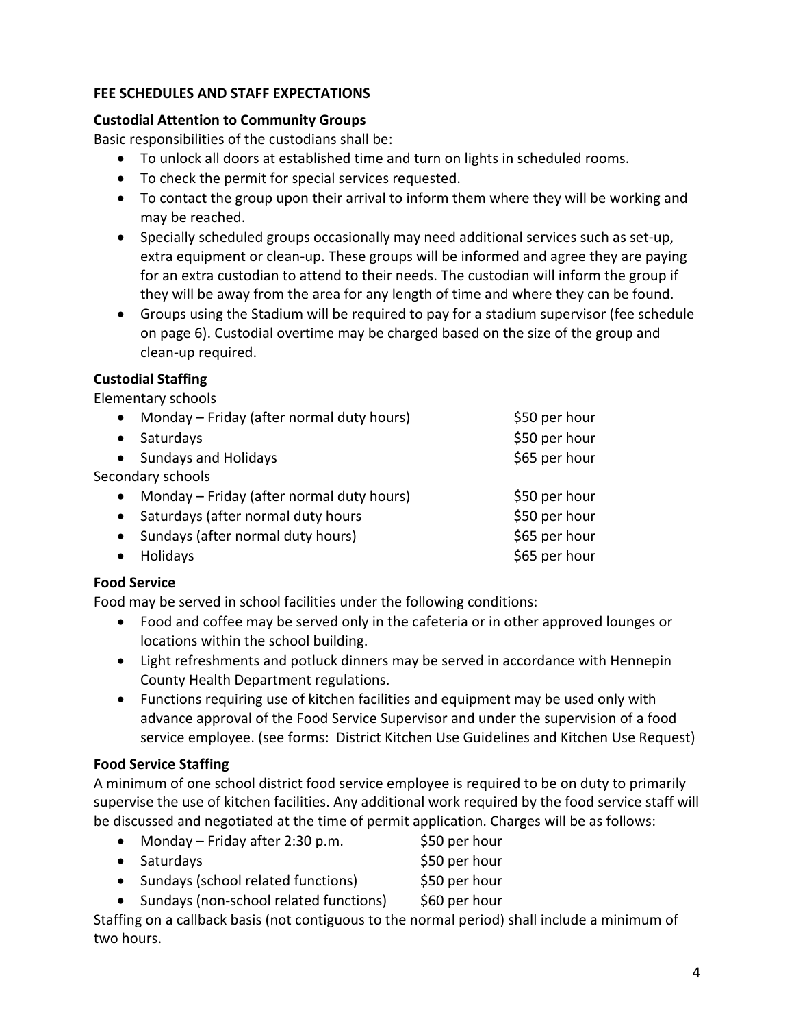## FEE SCHEDULES AND STAFF EXPECTATIONS

### Custodial Attention to Community Groups

Basic responsibilities of the custodians shall be:

- To unlock all doors at established time and turn on lights in scheduled rooms.
- To check the permit for special services requested.
- To contact the group upon their arrival to inform them where they will be working and may be reached.
- Specially scheduled groups occasionally may need additional services such as set-up, extra equipment or clean-up. These groups will be informed and agree they are paying for an extra custodian to attend to their needs. The custodian will inform the group if they will be away from the area for any length of time and where they can be found.
- Groups using the Stadium will be required to pay for a stadium supervisor (fee schedule on page 6). Custodial overtime may be charged based on the size of the group and clean-up required.

### Custodial Staffing

Elementary schools

- Monday – Friday (after normal duty hours) $50 per hour
- Saturdays $50 per hour
- Sundays and Holidays $65 per hour

Secondary schools

- Monday – Friday (after normal duty hours) $50 per hour
- Saturdays (after normal duty hours $50 per hour
- Sundays (after normal duty hours) $65 per hour
- Holidays $65 per hour

### Food Service

Food may be served in school facilities under the following conditions:

- Food and coffee may be served only in the cafeteria or in other approved lounges or locations within the school building.
- Light refreshments and potluck dinners may be served in accordance with Hennepin County Health Department regulations.
- Functions requiring use of kitchen facilities and equipment may be used only with advance approval of the Food Service Supervisor and under the supervision of a food service employee. (see forms: District Kitchen Use Guidelines and Kitchen Use Request)

### Food Service Staffing

A minimum of one school district food service employee is required to be on duty to primarily supervise the use of kitchen facilities. Any additional work required by the food service staff will be discussed and negotiated at the time of permit application. Charges will be as follows:

- Monday – Friday after 2:30 p.m. $50 per hour
- Saturdays $50 per hour
- Sundays (school related functions) $50 per hour
- Sundays (non-school related functions) $60 per hour

Staffing on a callback basis (not contiguous to the normal period) shall include a minimum of two hours.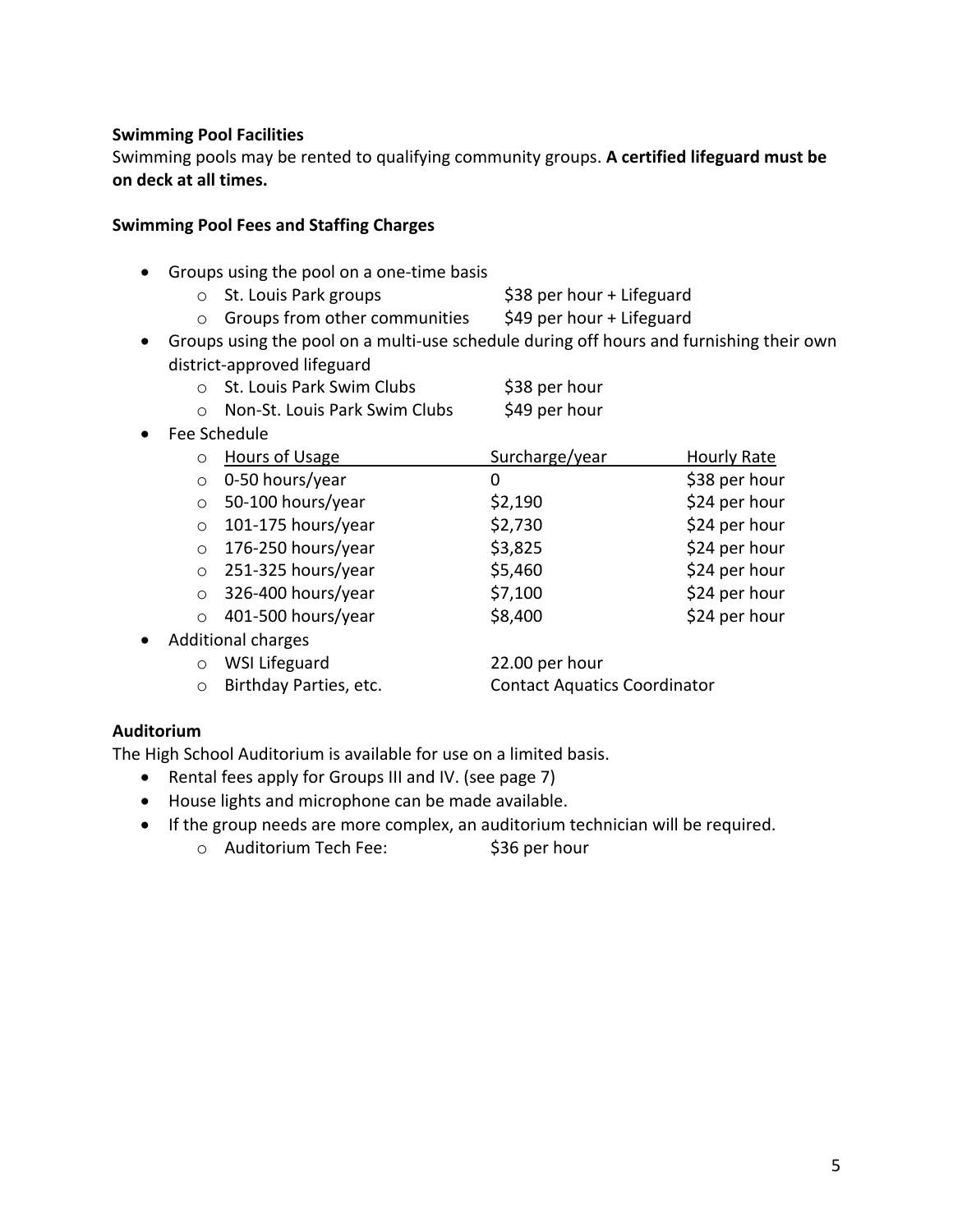**Swimming Pool Facilities**

Swimming pools may be rented to qualifying community groups. **A certified lifeguard must be on deck at all times.**

**Swimming Pool Fees and Staffing Charges**

- Groups using the pool on a one-time basis
    - St. Louis Park groups — $38 per hour + Lifeguard
    - Groups from other communities — $49 per hour + Lifeguard
- Groups using the pool on a multi-use schedule during off hours and furnishing their own district-approved lifeguard
    - St. Louis Park Swim Clubs — $38 per hour
    - Non-St. Louis Park Swim Clubs — $49 per hour
- Fee Schedule

| Hours of Usage | Surcharge/year | Hourly Rate |
| --- | --- | --- |
| 0-50 hours/year | 0 | $38 per hour |
| 50-100 hours/year | $2,190 | $24 per hour |
| 101-175 hours/year | $2,730 | $24 per hour |
| 176-250 hours/year | $3,825 | $24 per hour |
| 251-325 hours/year | $5,460 | $24 per hour |
| 326-400 hours/year | $7,100 | $24 per hour |
| 401-500 hours/year | $8,400 | $24 per hour |

- Additional charges
    - WSI Lifeguard — 22.00 per hour
    - Birthday Parties, etc. — Contact Aquatics Coordinator

**Auditorium**

The High School Auditorium is available for use on a limited basis.

- Rental fees apply for Groups III and IV. (see page 7)
- House lights and microphone can be made available.
- If the group needs are more complex, an auditorium technician will be required.
    - Auditorium Tech Fee: $36 per hour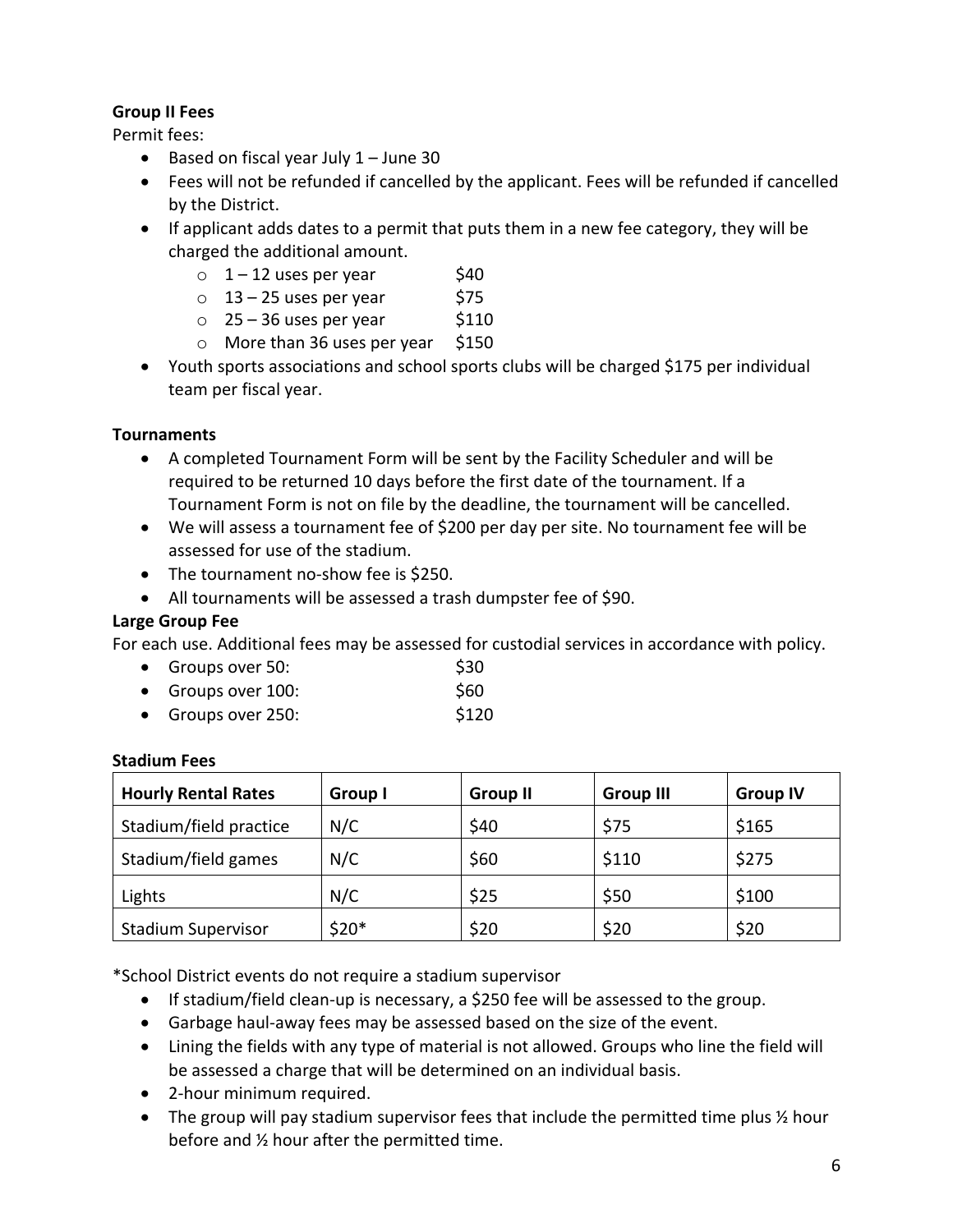**Group II Fees**

Permit fees:

- Based on fiscal year July 1 – June 30
- Fees will not be refunded if cancelled by the applicant. Fees will be refunded if cancelled by the District.
- If applicant adds dates to a permit that puts them in a new fee category, they will be charged the additional amount.
  - 1 – 12 uses per year $40
  - 13 – 25 uses per year $75
  - 25 – 36 uses per year $110
  - More than 36 uses per year $150
- Youth sports associations and school sports clubs will be charged $175 per individual team per fiscal year.

**Tournaments**

- A completed Tournament Form will be sent by the Facility Scheduler and will be required to be returned 10 days before the first date of the tournament. If a Tournament Form is not on file by the deadline, the tournament will be cancelled.
- We will assess a tournament fee of $200 per day per site. No tournament fee will be assessed for use of the stadium.
- The tournament no-show fee is $250.
- All tournaments will be assessed a trash dumpster fee of $90.

**Large Group Fee**

For each use. Additional fees may be assessed for custodial services in accordance with policy.

- Groups over 50: $30
- Groups over 100: $60
- Groups over 250: $120

**Stadium Fees**

| Hourly Rental Rates | Group I | Group II | Group III | Group IV |
|---|---|---|---|---|
| Stadium/field practice | N/C | $40 | $75 | $165 |
| Stadium/field games | N/C | $60 | $110 | $275 |
| Lights | N/C | $25 | $50 | $100 |
| Stadium Supervisor | $20* | $20 | $20 | $20 |

*School District events do not require a stadium supervisor

- If stadium/field clean-up is necessary, a $250 fee will be assessed to the group.
- Garbage haul-away fees may be assessed based on the size of the event.
- Lining the fields with any type of material is not allowed. Groups who line the field will be assessed a charge that will be determined on an individual basis.
- 2-hour minimum required.
- The group will pay stadium supervisor fees that include the permitted time plus ½ hour before and ½ hour after the permitted time.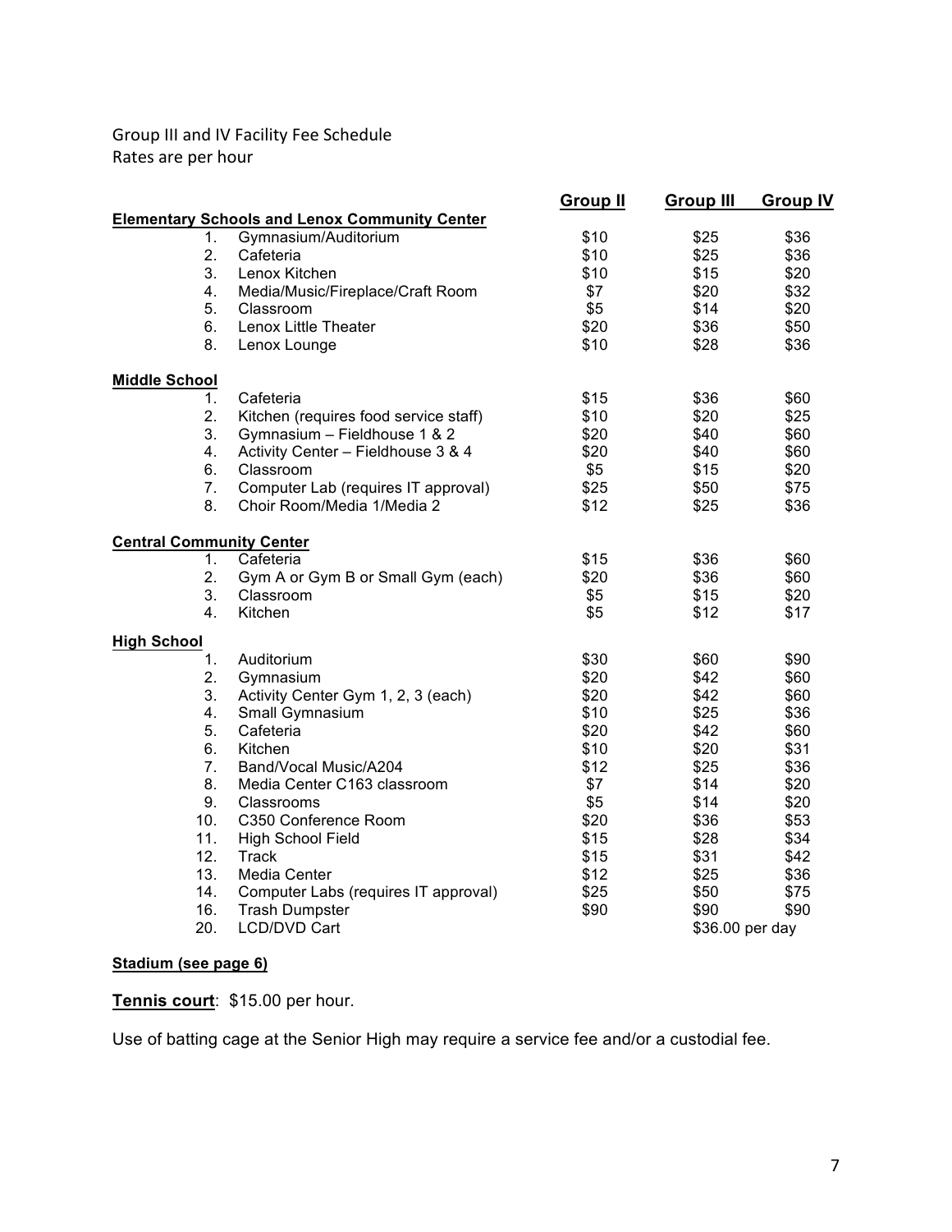Group III and IV Facility Fee Schedule
Rates are per hour

| | | Group II | Group III | Group IV |
|---|---|---|---|---|
| **Elementary Schools and Lenox Community Center** | | | | |
| 1. | Gymnasium/Auditorium | $10 | $25 | $36 |
| 2. | Cafeteria | $10 | $25 | $36 |
| 3. | Lenox Kitchen | $10 | $15 | $20 |
| 4. | Media/Music/Fireplace/Craft Room | $7 | $20 | $32 |
| 5. | Classroom | $5 | $14 | $20 |
| 6. | Lenox Little Theater | $20 | $36 | $50 |
| 8. | Lenox Lounge | $10 | $28 | $36 |
| **Middle School** | | | | |
| 1. | Cafeteria | $15 | $36 | $60 |
| 2. | Kitchen (requires food service staff) | $10 | $20 | $25 |
| 3. | Gymnasium – Fieldhouse 1 & 2 | $20 | $40 | $60 |
| 4. | Activity Center – Fieldhouse 3 & 4 | $20 | $40 | $60 |
| 6. | Classroom | $5 | $15 | $20 |
| 7. | Computer Lab (requires IT approval) | $25 | $50 | $75 |
| 8. | Choir Room/Media 1/Media 2 | $12 | $25 | $36 |
| **Central Community Center** | | | | |
| 1. | Cafeteria | $15 | $36 | $60 |
| 2. | Gym A or Gym B or Small Gym (each) | $20 | $36 | $60 |
| 3. | Classroom | $5 | $15 | $20 |
| 4. | Kitchen | $5 | $12 | $17 |
| **High School** | | | | |
| 1. | Auditorium | $30 | $60 | $90 |
| 2. | Gymnasium | $20 | $42 | $60 |
| 3. | Activity Center Gym 1, 2, 3 (each) | $20 | $42 | $60 |
| 4. | Small Gymnasium | $10 | $25 | $36 |
| 5. | Cafeteria | $20 | $42 | $60 |
| 6. | Kitchen | $10 | $20 | $31 |
| 7. | Band/Vocal Music/A204 | $12 | $25 | $36 |
| 8. | Media Center C163 classroom | $7 | $14 | $20 |
| 9. | Classrooms | $5 | $14 | $20 |
| 10. | C350 Conference Room | $20 | $36 | $53 |
| 11. | High School Field | $15 | $28 | $34 |
| 12. | Track | $15 | $31 | $42 |
| 13. | Media Center | $12 | $25 | $36 |
| 14. | Computer Labs (requires IT approval) | $25 | $50 | $75 |
| 16. | Trash Dumpster | $90 | $90 | $90 |
| 20. | LCD/DVD Cart | | $36.00 per day | |

**Stadium (see page 6)**

**Tennis court**: $15.00 per hour.

Use of batting cage at the Senior High may require a service fee and/or a custodial fee.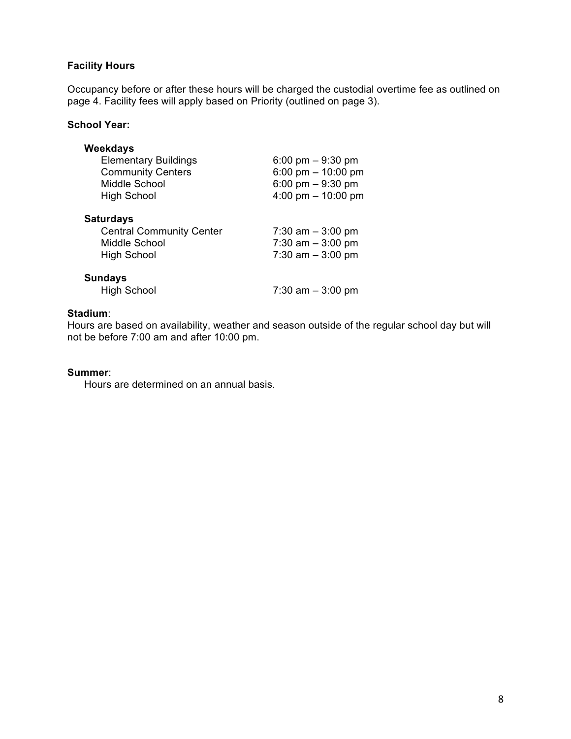## Facility Hours

Occupancy before or after these hours will be charged the custodial overtime fee as outlined on page 4. Facility fees will apply based on Priority (outlined on page 3).

### School Year:

| | |
|---|---|
| **Weekdays** | |
| Elementary Buildings | 6:00 pm – 9:30 pm |
| Community Centers | 6:00 pm – 10:00 pm |
| Middle School | 6:00 pm – 9:30 pm |
| High School | 4:00 pm – 10:00 pm |
| **Saturdays** | |
| Central Community Center | 7:30 am – 3:00 pm |
| Middle School | 7:30 am – 3:00 pm |
| High School | 7:30 am – 3:00 pm |
| **Sundays** | |
| High School | 7:30 am – 3:00 pm |

**Stadium**:
Hours are based on availability, weather and season outside of the regular school day but will not be before 7:00 am and after 10:00 pm.

**Summer**:
Hours are determined on an annual basis.